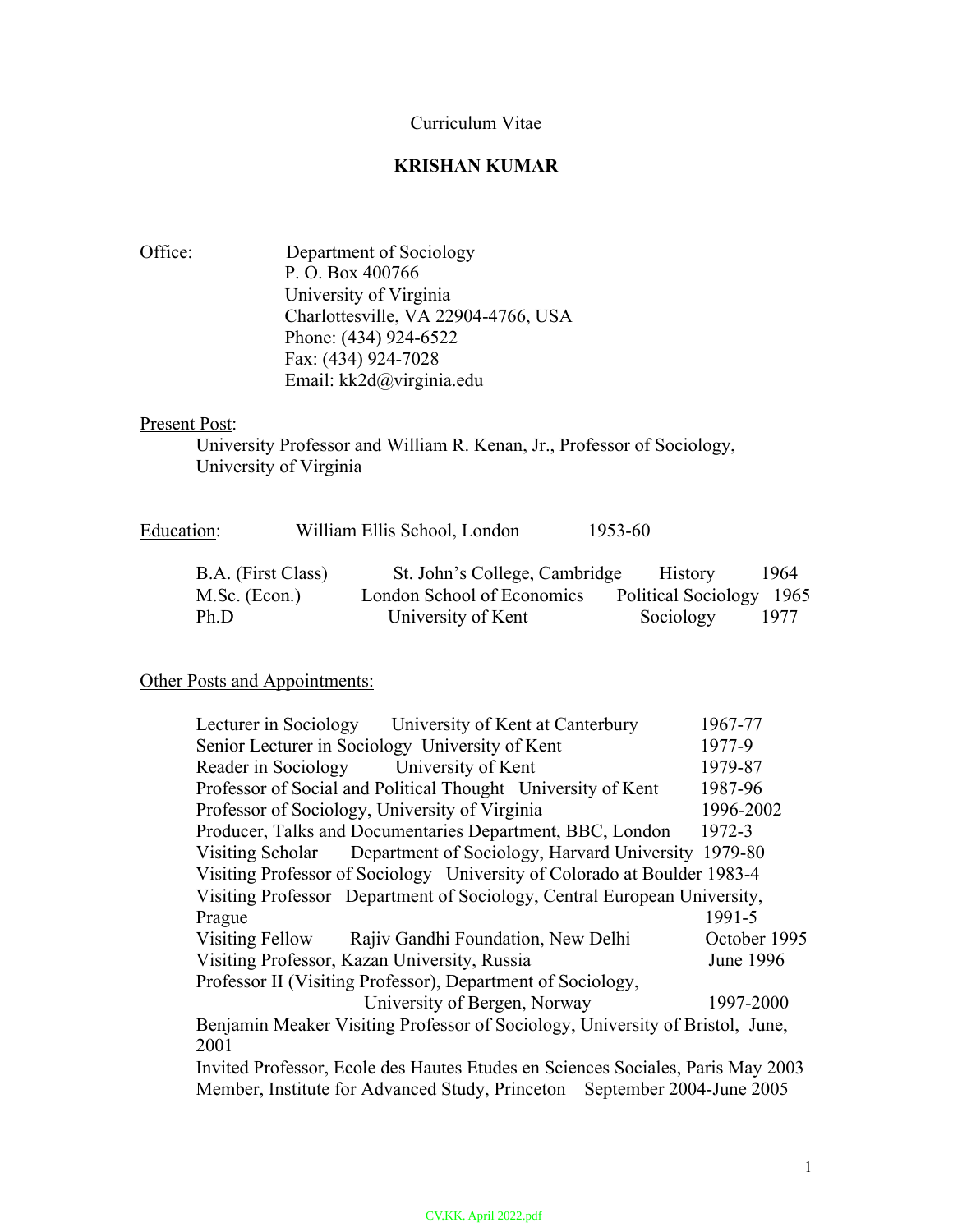Curriculum Vitae

# KRISHAN KUMAR

Office: Department of Sociology
P. O. Box 400766
University of Virginia
Charlottesville, VA 22904-4766, USA
Phone: (434) 924-6522
Fax: (434) 924-7028
Email: kk2d@virginia.edu

Present Post:
University Professor and William R. Kenan, Jr., Professor of Sociology, University of Virginia

Education: William Ellis School, London 1953-60

| | | | |
|---|---|---|---|
| B.A. (First Class) | St. John's College, Cambridge | History | 1964 |
| M.Sc. (Econ.) | London School of Economics | Political Sociology | 1965 |
| Ph.D | University of Kent | Sociology | 1977 |

Other Posts and Appointments:

| | | |
|---|---|---|
| Lecturer in Sociology | University of Kent at Canterbury | 1967-77 |
| Senior Lecturer in Sociology | University of Kent | 1977-9 |
| Reader in Sociology | University of Kent | 1979-87 |
| Professor of Social and Political Thought | University of Kent | 1987-96 |
| Professor of Sociology, University of Virginia | | 1996-2002 |
| Producer, Talks and Documentaries Department, BBC, London | | 1972-3 |
| Visiting Scholar | Department of Sociology, Harvard University | 1979-80 |
| Visiting Professor of Sociology | University of Colorado at Boulder | 1983-4 |
| Visiting Professor | Department of Sociology, Central European University, Prague | 1991-5 |
| Visiting Fellow | Rajiv Gandhi Foundation, New Delhi | October 1995 |
| Visiting Professor, Kazan University, Russia | | June 1996 |
| Professor II (Visiting Professor), Department of Sociology, | University of Bergen, Norway | 1997-2000 |

Benjamin Meaker Visiting Professor of Sociology, University of Bristol, June, 2001
Invited Professor, Ecole des Hautes Etudes en Sciences Sociales, Paris May 2003
Member, Institute for Advanced Study, Princeton September 2004-June 2005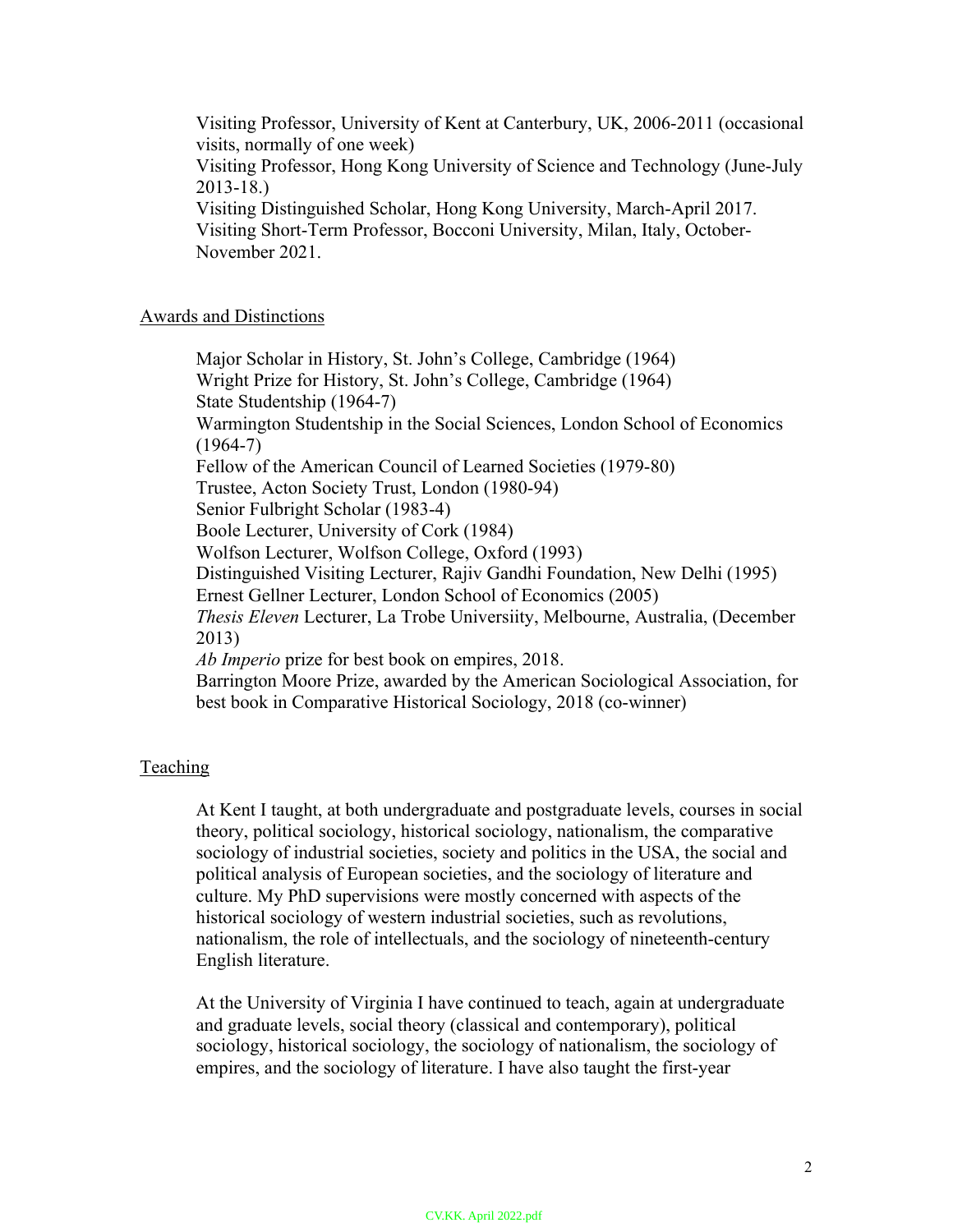Visiting Professor, University of Kent at Canterbury, UK, 2006-2011 (occasional visits, normally of one week)
Visiting Professor, Hong Kong University of Science and Technology (June-July 2013-18.)
Visiting Distinguished Scholar, Hong Kong University, March-April 2017.
Visiting Short-Term Professor, Bocconi University, Milan, Italy, October-November 2021.

## Awards and Distinctions

Major Scholar in History, St. John's College, Cambridge (1964)
Wright Prize for History, St. John's College, Cambridge (1964)
State Studentship (1964-7)
Warmington Studentship in the Social Sciences, London School of Economics (1964-7)
Fellow of the American Council of Learned Societies (1979-80)
Trustee, Acton Society Trust, London (1980-94)
Senior Fulbright Scholar (1983-4)
Boole Lecturer, University of Cork (1984)
Wolfson Lecturer, Wolfson College, Oxford (1993)
Distinguished Visiting Lecturer, Rajiv Gandhi Foundation, New Delhi (1995)
Ernest Gellner Lecturer, London School of Economics (2005)
*Thesis Eleven* Lecturer, La Trobe Universiity, Melbourne, Australia, (December 2013)
*Ab Imperio* prize for best book on empires, 2018.
Barrington Moore Prize, awarded by the American Sociological Association, for best book in Comparative Historical Sociology, 2018 (co-winner)

## Teaching

At Kent I taught, at both undergraduate and postgraduate levels, courses in social theory, political sociology, historical sociology, nationalism, the comparative sociology of industrial societies, society and politics in the USA, the social and political analysis of European societies, and the sociology of literature and culture. My PhD supervisions were mostly concerned with aspects of the historical sociology of western industrial societies, such as revolutions, nationalism, the role of intellectuals, and the sociology of nineteenth-century English literature.

At the University of Virginia I have continued to teach, again at undergraduate and graduate levels, social theory (classical and contemporary), political sociology, historical sociology, the sociology of nationalism, the sociology of empires, and the sociology of literature. I have also taught the first-year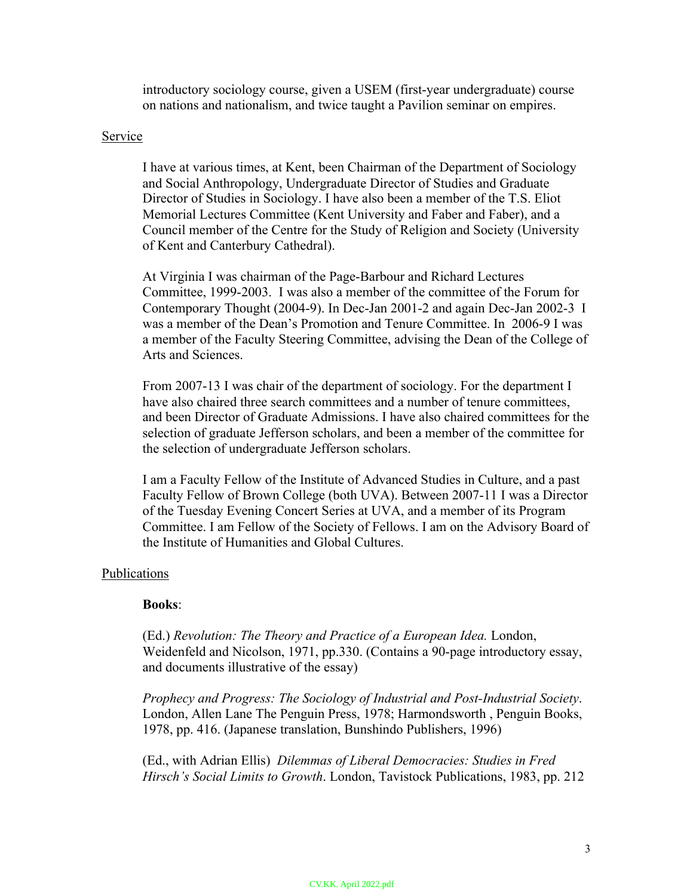introductory sociology course, given a USEM (first-year undergraduate) course on nations and nationalism, and twice taught a Pavilion seminar on empires.

## Service

I have at various times, at Kent, been Chairman of the Department of Sociology and Social Anthropology, Undergraduate Director of Studies and Graduate Director of Studies in Sociology. I have also been a member of the T.S. Eliot Memorial Lectures Committee (Kent University and Faber and Faber), and a Council member of the Centre for the Study of Religion and Society (University of Kent and Canterbury Cathedral).

At Virginia I was chairman of the Page-Barbour and Richard Lectures Committee, 1999-2003. I was also a member of the committee of the Forum for Contemporary Thought (2004-9). In Dec-Jan 2001-2 and again Dec-Jan 2002-3 I was a member of the Dean's Promotion and Tenure Committee. In 2006-9 I was a member of the Faculty Steering Committee, advising the Dean of the College of Arts and Sciences.

From 2007-13 I was chair of the department of sociology. For the department I have also chaired three search committees and a number of tenure committees, and been Director of Graduate Admissions. I have also chaired committees for the selection of graduate Jefferson scholars, and been a member of the committee for the selection of undergraduate Jefferson scholars.

I am a Faculty Fellow of the Institute of Advanced Studies in Culture, and a past Faculty Fellow of Brown College (both UVA). Between 2007-11 I was a Director of the Tuesday Evening Concert Series at UVA, and a member of its Program Committee. I am Fellow of the Society of Fellows. I am on the Advisory Board of the Institute of Humanities and Global Cultures.

## Publications

**Books**:

(Ed.) *Revolution: The Theory and Practice of a European Idea.* London, Weidenfeld and Nicolson, 1971, pp.330. (Contains a 90-page introductory essay, and documents illustrative of the essay)

*Prophecy and Progress: The Sociology of Industrial and Post-Industrial Society*. London, Allen Lane The Penguin Press, 1978; Harmondsworth , Penguin Books, 1978, pp. 416. (Japanese translation, Bunshindo Publishers, 1996)

(Ed., with Adrian Ellis) *Dilemmas of Liberal Democracies: Studies in Fred Hirsch's Social Limits to Growth*. London, Tavistock Publications, 1983, pp. 212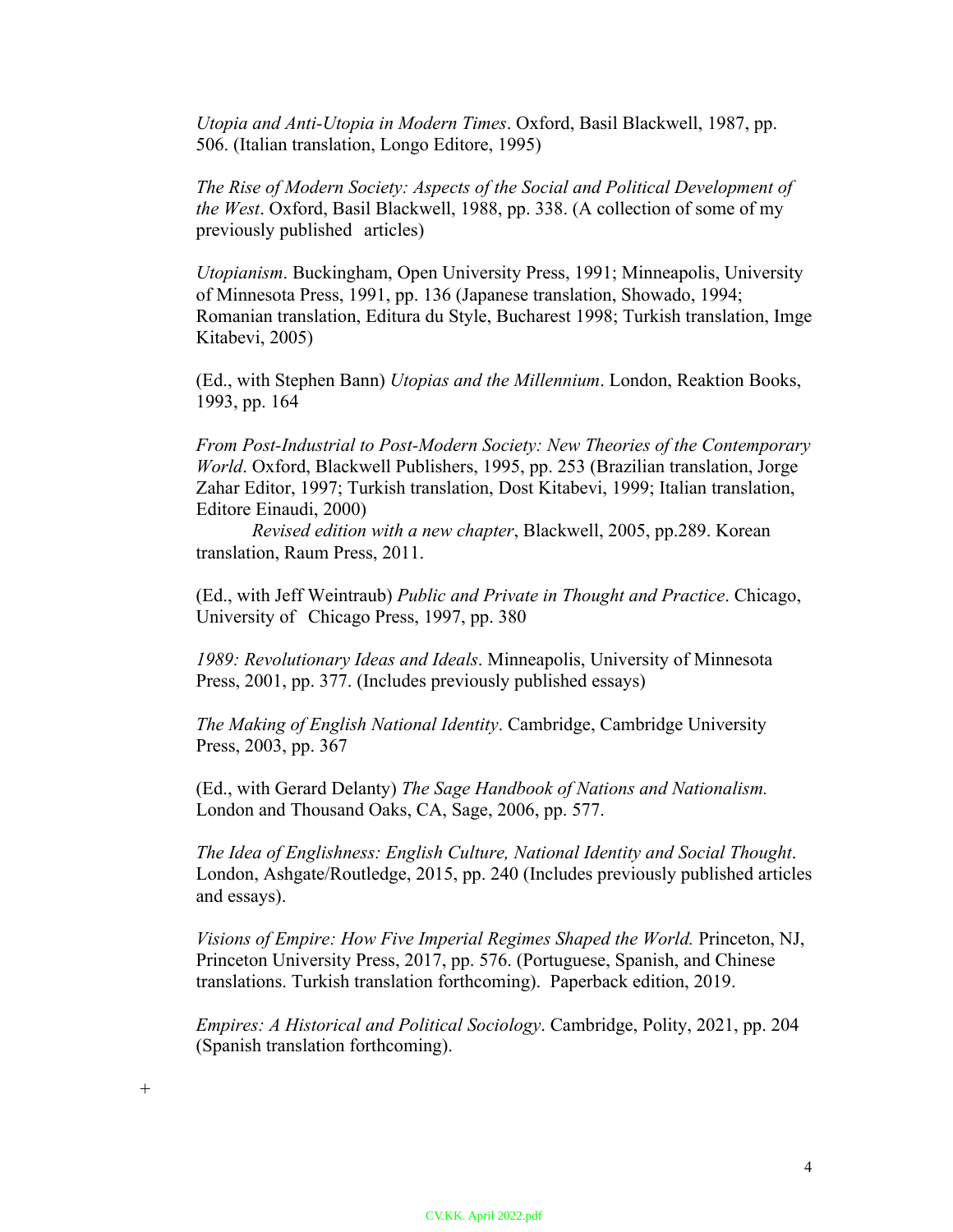*Utopia and Anti-Utopia in Modern Times*. Oxford, Basil Blackwell, 1987, pp. 506. (Italian translation, Longo Editore, 1995)

*The Rise of Modern Society: Aspects of the Social and Political Development of the West*. Oxford, Basil Blackwell, 1988, pp. 338. (A collection of some of my previously published articles)

*Utopianism*. Buckingham, Open University Press, 1991; Minneapolis, University of Minnesota Press, 1991, pp. 136 (Japanese translation, Showado, 1994; Romanian translation, Editura du Style, Bucharest 1998; Turkish translation, Imge Kitabevi, 2005)

(Ed., with Stephen Bann) *Utopias and the Millennium*. London, Reaktion Books, 1993, pp. 164

*From Post-Industrial to Post-Modern Society: New Theories of the Contemporary World*. Oxford, Blackwell Publishers, 1995, pp. 253 (Brazilian translation, Jorge Zahar Editor, 1997; Turkish translation, Dost Kitabevi, 1999; Italian translation, Editore Einaudi, 2000)

*Revised edition with a new chapter*, Blackwell, 2005, pp.289. Korean translation, Raum Press, 2011.

(Ed., with Jeff Weintraub) *Public and Private in Thought and Practice*. Chicago, University of Chicago Press, 1997, pp. 380

*1989: Revolutionary Ideas and Ideals*. Minneapolis, University of Minnesota Press, 2001, pp. 377. (Includes previously published essays)

*The Making of English National Identity*. Cambridge, Cambridge University Press, 2003, pp. 367

(Ed., with Gerard Delanty) *The Sage Handbook of Nations and Nationalism.* London and Thousand Oaks, CA, Sage, 2006, pp. 577.

*The Idea of Englishness: English Culture, National Identity and Social Thought*. London, Ashgate/Routledge, 2015, pp. 240 (Includes previously published articles and essays).

*Visions of Empire: How Five Imperial Regimes Shaped the World.* Princeton, NJ, Princeton University Press, 2017, pp. 576. (Portuguese, Spanish, and Chinese translations. Turkish translation forthcoming). Paperback edition, 2019.

*Empires: A Historical and Political Sociology*. Cambridge, Polity, 2021, pp. 204 (Spanish translation forthcoming).

+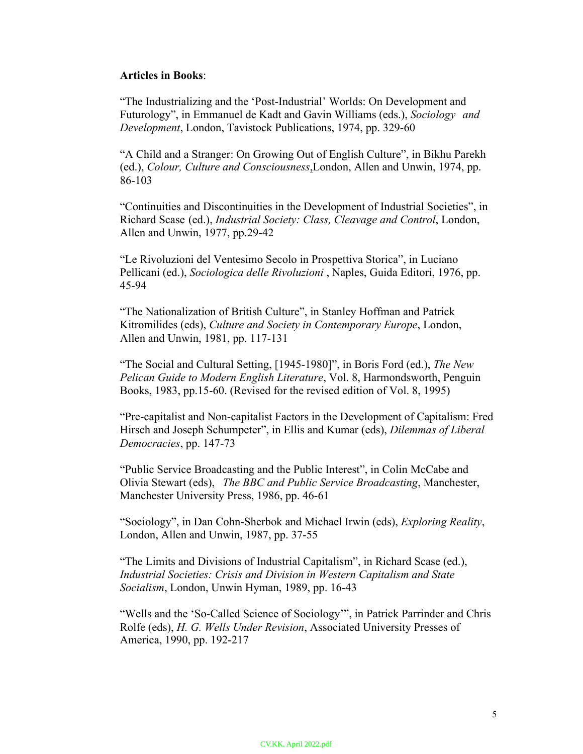**Articles in Books**:

"The Industrializing and the 'Post-Industrial' Worlds: On Development and Futurology", in Emmanuel de Kadt and Gavin Williams (eds.), *Sociology and Development*, London, Tavistock Publications, 1974, pp. 329-60

"A Child and a Stranger: On Growing Out of English Culture", in Bikhu Parekh (ed.), *Colour, Culture and Consciousness*,London, Allen and Unwin, 1974, pp. 86-103

"Continuities and Discontinuities in the Development of Industrial Societies", in Richard Scase (ed.), *Industrial Society: Class, Cleavage and Control*, London, Allen and Unwin, 1977, pp.29-42

"Le Rivoluzioni del Ventesimo Secolo in Prospettiva Storica", in Luciano Pellicani (ed.), *Sociologica delle Rivoluzioni* , Naples, Guida Editori, 1976, pp. 45-94

"The Nationalization of British Culture", in Stanley Hoffman and Patrick Kitromilides (eds), *Culture and Society in Contemporary Europe*, London, Allen and Unwin, 1981, pp. 117-131

"The Social and Cultural Setting, [1945-1980]", in Boris Ford (ed.), *The New Pelican Guide to Modern English Literature*, Vol. 8, Harmondsworth, Penguin Books, 1983, pp.15-60. (Revised for the revised edition of Vol. 8, 1995)

"Pre-capitalist and Non-capitalist Factors in the Development of Capitalism: Fred Hirsch and Joseph Schumpeter", in Ellis and Kumar (eds), *Dilemmas of Liberal Democracies*, pp. 147-73

"Public Service Broadcasting and the Public Interest", in Colin McCabe and Olivia Stewart (eds), *The BBC and Public Service Broadcasting*, Manchester, Manchester University Press, 1986, pp. 46-61

"Sociology", in Dan Cohn-Sherbok and Michael Irwin (eds), *Exploring Reality*, London, Allen and Unwin, 1987, pp. 37-55

"The Limits and Divisions of Industrial Capitalism", in Richard Scase (ed.), *Industrial Societies: Crisis and Division in Western Capitalism and State Socialism*, London, Unwin Hyman, 1989, pp. 16-43

"Wells and the 'So-Called Science of Sociology'", in Patrick Parrinder and Chris Rolfe (eds), *H. G. Wells Under Revision*, Associated University Presses of America, 1990, pp. 192-217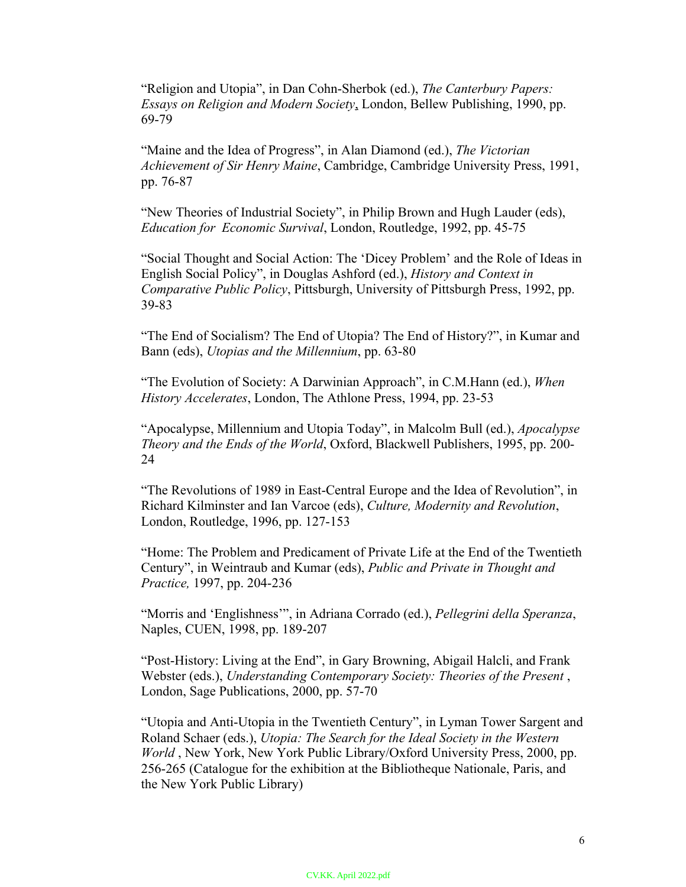"Religion and Utopia", in Dan Cohn-Sherbok (ed.), *The Canterbury Papers: Essays on Religion and Modern Society*, London, Bellew Publishing, 1990, pp. 69-79

"Maine and the Idea of Progress", in Alan Diamond (ed.), *The Victorian Achievement of Sir Henry Maine*, Cambridge, Cambridge University Press, 1991, pp. 76-87

"New Theories of Industrial Society", in Philip Brown and Hugh Lauder (eds), *Education for Economic Survival*, London, Routledge, 1992, pp. 45-75

"Social Thought and Social Action: The 'Dicey Problem' and the Role of Ideas in English Social Policy", in Douglas Ashford (ed.), *History and Context in Comparative Public Policy*, Pittsburgh, University of Pittsburgh Press, 1992, pp. 39-83

"The End of Socialism? The End of Utopia? The End of History?", in Kumar and Bann (eds), *Utopias and the Millennium*, pp. 63-80

"The Evolution of Society: A Darwinian Approach", in C.M.Hann (ed.), *When History Accelerates*, London, The Athlone Press, 1994, pp. 23-53

"Apocalypse, Millennium and Utopia Today", in Malcolm Bull (ed.), *Apocalypse Theory and the Ends of the World*, Oxford, Blackwell Publishers, 1995, pp. 200-24

"The Revolutions of 1989 in East-Central Europe and the Idea of Revolution", in Richard Kilminster and Ian Varcoe (eds), *Culture, Modernity and Revolution*, London, Routledge, 1996, pp. 127-153

"Home: The Problem and Predicament of Private Life at the End of the Twentieth Century", in Weintraub and Kumar (eds), *Public and Private in Thought and Practice,* 1997, pp. 204-236

"Morris and 'Englishness'", in Adriana Corrado (ed.), *Pellegrini della Speranza*, Naples, CUEN, 1998, pp. 189-207

"Post-History: Living at the End", in Gary Browning, Abigail Halcli, and Frank Webster (eds.), *Understanding Contemporary Society: Theories of the Present* , London, Sage Publications, 2000, pp. 57-70

"Utopia and Anti-Utopia in the Twentieth Century", in Lyman Tower Sargent and Roland Schaer (eds.), *Utopia: The Search for the Ideal Society in the Western World* , New York, New York Public Library/Oxford University Press, 2000, pp. 256-265 (Catalogue for the exhibition at the Bibliotheque Nationale, Paris, and the New York Public Library)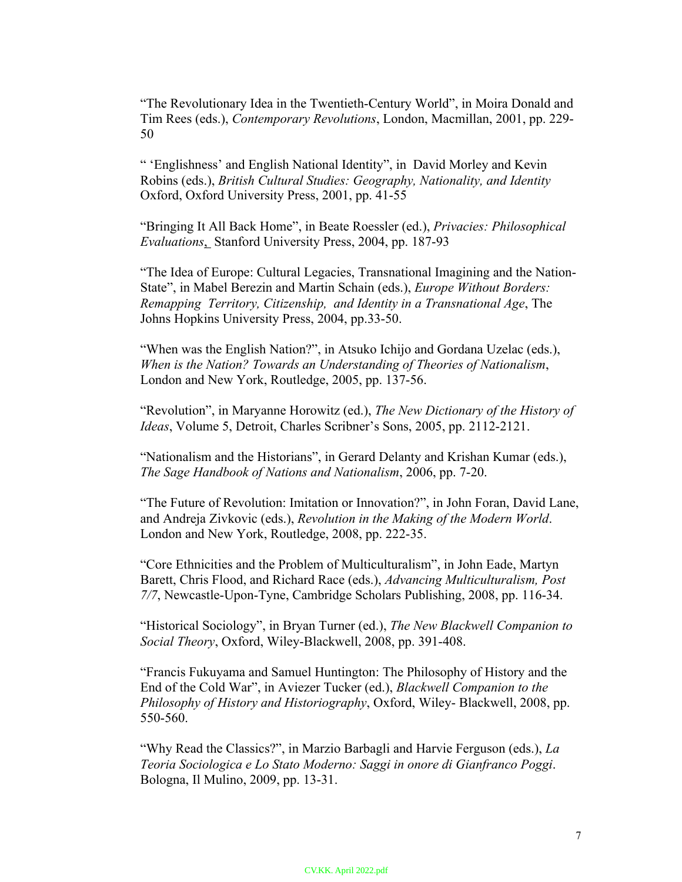"The Revolutionary Idea in the Twentieth-Century World", in Moira Donald and Tim Rees (eds.), *Contemporary Revolutions*, London, Macmillan, 2001, pp. 229-50

" 'Englishness' and English National Identity", in David Morley and Kevin Robins (eds.), *British Cultural Studies: Geography, Nationality, and Identity* Oxford, Oxford University Press, 2001, pp. 41-55

"Bringing It All Back Home", in Beate Roessler (ed.), *Privacies: Philosophical Evaluations*, Stanford University Press, 2004, pp. 187-93

"The Idea of Europe: Cultural Legacies, Transnational Imagining and the Nation-State", in Mabel Berezin and Martin Schain (eds.), *Europe Without Borders: Remapping Territory, Citizenship, and Identity in a Transnational Age*, The Johns Hopkins University Press, 2004, pp.33-50.

"When was the English Nation?", in Atsuko Ichijo and Gordana Uzelac (eds.), *When is the Nation? Towards an Understanding of Theories of Nationalism*, London and New York, Routledge, 2005, pp. 137-56.

"Revolution", in Maryanne Horowitz (ed.), *The New Dictionary of the History of Ideas*, Volume 5, Detroit, Charles Scribner's Sons, 2005, pp. 2112-2121.

"Nationalism and the Historians", in Gerard Delanty and Krishan Kumar (eds.), *The Sage Handbook of Nations and Nationalism*, 2006, pp. 7-20.

"The Future of Revolution: Imitation or Innovation?", in John Foran, David Lane, and Andreja Zivkovic (eds.), *Revolution in the Making of the Modern World*. London and New York, Routledge, 2008, pp. 222-35.

"Core Ethnicities and the Problem of Multiculturalism", in John Eade, Martyn Barett, Chris Flood, and Richard Race (eds.), *Advancing Multiculturalism, Post 7/7*, Newcastle-Upon-Tyne, Cambridge Scholars Publishing, 2008, pp. 116-34.

"Historical Sociology", in Bryan Turner (ed.), *The New Blackwell Companion to Social Theory*, Oxford, Wiley-Blackwell, 2008, pp. 391-408.

"Francis Fukuyama and Samuel Huntington: The Philosophy of History and the End of the Cold War", in Aviezer Tucker (ed.), *Blackwell Companion to the Philosophy of History and Historiography*, Oxford, Wiley- Blackwell, 2008, pp. 550-560.

"Why Read the Classics?", in Marzio Barbagli and Harvie Ferguson (eds.), *La Teoria Sociologica e Lo Stato Moderno: Saggi in onore di Gianfranco Poggi*. Bologna, Il Mulino, 2009, pp. 13-31.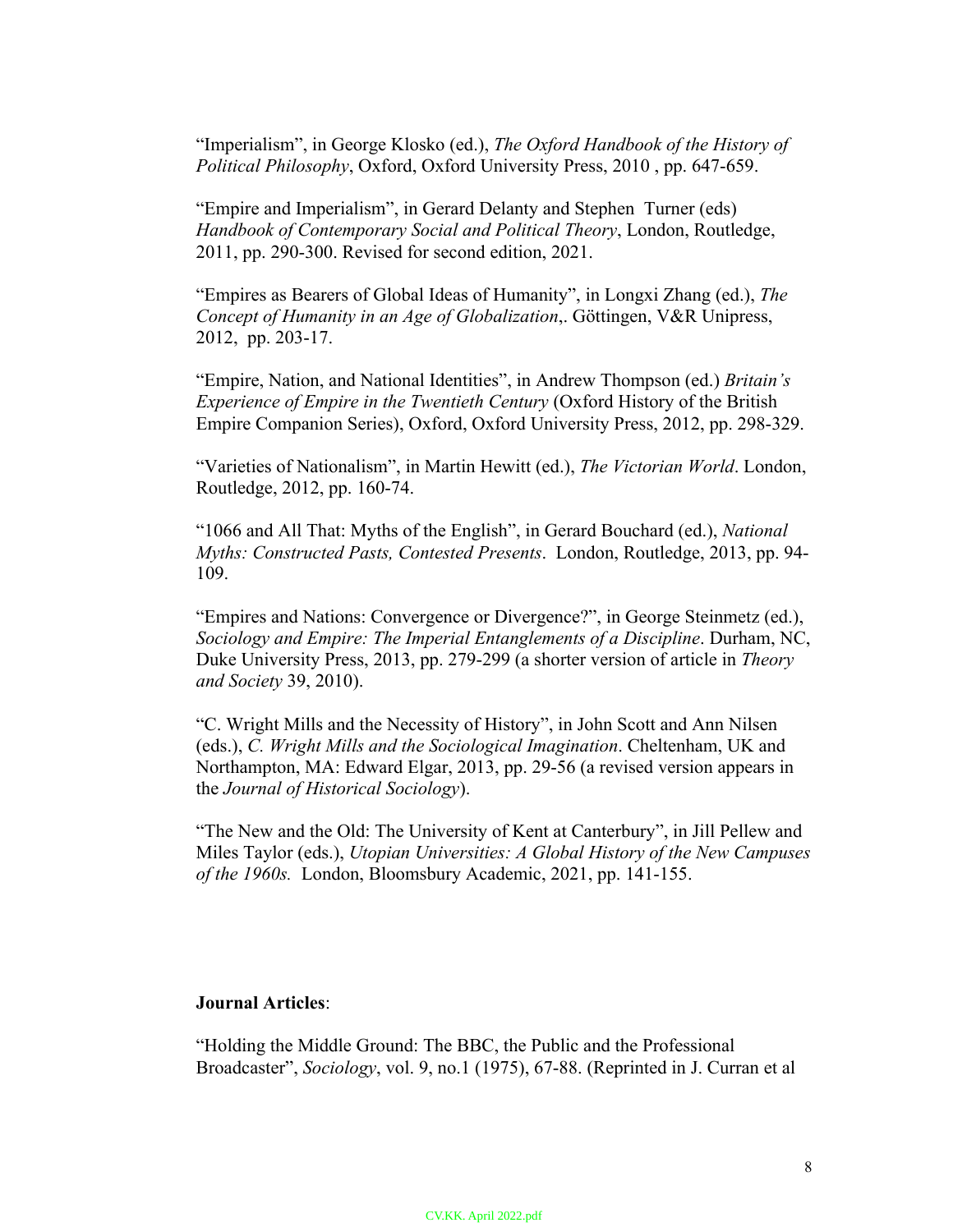"Imperialism", in George Klosko (ed.), *The Oxford Handbook of the History of Political Philosophy*, Oxford, Oxford University Press, 2010 , pp. 647-659.

"Empire and Imperialism", in Gerard Delanty and Stephen Turner (eds) *Handbook of Contemporary Social and Political Theory*, London, Routledge, 2011, pp. 290-300. Revised for second edition, 2021.

"Empires as Bearers of Global Ideas of Humanity", in Longxi Zhang (ed.), *The Concept of Humanity in an Age of Globalization*,. Göttingen, V&R Unipress, 2012, pp. 203-17.

"Empire, Nation, and National Identities", in Andrew Thompson (ed.) *Britain's Experience of Empire in the Twentieth Century* (Oxford History of the British Empire Companion Series), Oxford, Oxford University Press, 2012, pp. 298-329.

"Varieties of Nationalism", in Martin Hewitt (ed.), *The Victorian World*. London, Routledge, 2012, pp. 160-74.

"1066 and All That: Myths of the English", in Gerard Bouchard (ed.), *National Myths: Constructed Pasts, Contested Presents*. London, Routledge, 2013, pp. 94-109.

"Empires and Nations: Convergence or Divergence?", in George Steinmetz (ed.), *Sociology and Empire: The Imperial Entanglements of a Discipline*. Durham, NC, Duke University Press, 2013, pp. 279-299 (a shorter version of article in *Theory and Society* 39, 2010).

"C. Wright Mills and the Necessity of History", in John Scott and Ann Nilsen (eds.), *C. Wright Mills and the Sociological Imagination*. Cheltenham, UK and Northampton, MA: Edward Elgar, 2013, pp. 29-56 (a revised version appears in the *Journal of Historical Sociology*).

"The New and the Old: The University of Kent at Canterbury", in Jill Pellew and Miles Taylor (eds.), *Utopian Universities: A Global History of the New Campuses of the 1960s.* London, Bloomsbury Academic, 2021, pp. 141-155.

**Journal Articles**:

"Holding the Middle Ground: The BBC, the Public and the Professional Broadcaster", *Sociology*, vol. 9, no.1 (1975), 67-88. (Reprinted in J. Curran et al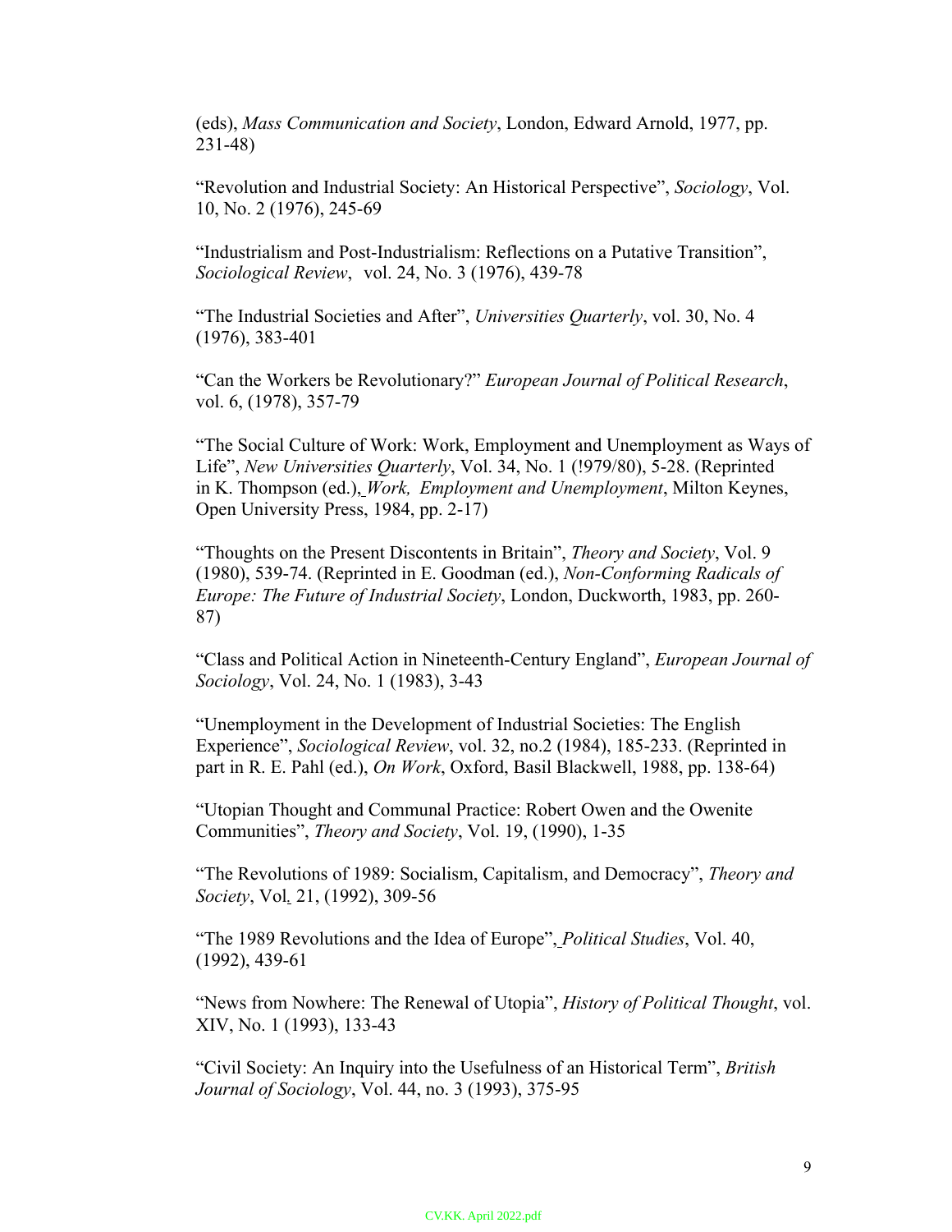(eds), *Mass Communication and Society*, London, Edward Arnold, 1977, pp. 231-48)

"Revolution and Industrial Society: An Historical Perspective", *Sociology*, Vol. 10, No. 2 (1976), 245-69

"Industrialism and Post-Industrialism: Reflections on a Putative Transition", *Sociological Review*, vol. 24, No. 3 (1976), 439-78

"The Industrial Societies and After", *Universities Quarterly*, vol. 30, No. 4 (1976), 383-401

"Can the Workers be Revolutionary?" *European Journal of Political Research*, vol. 6, (1978), 357-79

"The Social Culture of Work: Work, Employment and Unemployment as Ways of Life", *New Universities Quarterly*, Vol. 34, No. 1 (!979/80), 5-28. (Reprinted in K. Thompson (ed.), *Work, Employment and Unemployment*, Milton Keynes, Open University Press, 1984, pp. 2-17)

"Thoughts on the Present Discontents in Britain", *Theory and Society*, Vol. 9 (1980), 539-74. (Reprinted in E. Goodman (ed.), *Non-Conforming Radicals of Europe: The Future of Industrial Society*, London, Duckworth, 1983, pp. 260-87)

"Class and Political Action in Nineteenth-Century England", *European Journal of Sociology*, Vol. 24, No. 1 (1983), 3-43

"Unemployment in the Development of Industrial Societies: The English Experience", *Sociological Review*, vol. 32, no.2 (1984), 185-233. (Reprinted in part in R. E. Pahl (ed.), *On Work*, Oxford, Basil Blackwell, 1988, pp. 138-64)

"Utopian Thought and Communal Practice: Robert Owen and the Owenite Communities", *Theory and Society*, Vol. 19, (1990), 1-35

"The Revolutions of 1989: Socialism, Capitalism, and Democracy", *Theory and Society*, Vol. 21, (1992), 309-56

"The 1989 Revolutions and the Idea of Europe", *Political Studies*, Vol. 40, (1992), 439-61

"News from Nowhere: The Renewal of Utopia", *History of Political Thought*, vol. XIV, No. 1 (1993), 133-43

"Civil Society: An Inquiry into the Usefulness of an Historical Term", *British Journal of Sociology*, Vol. 44, no. 3 (1993), 375-95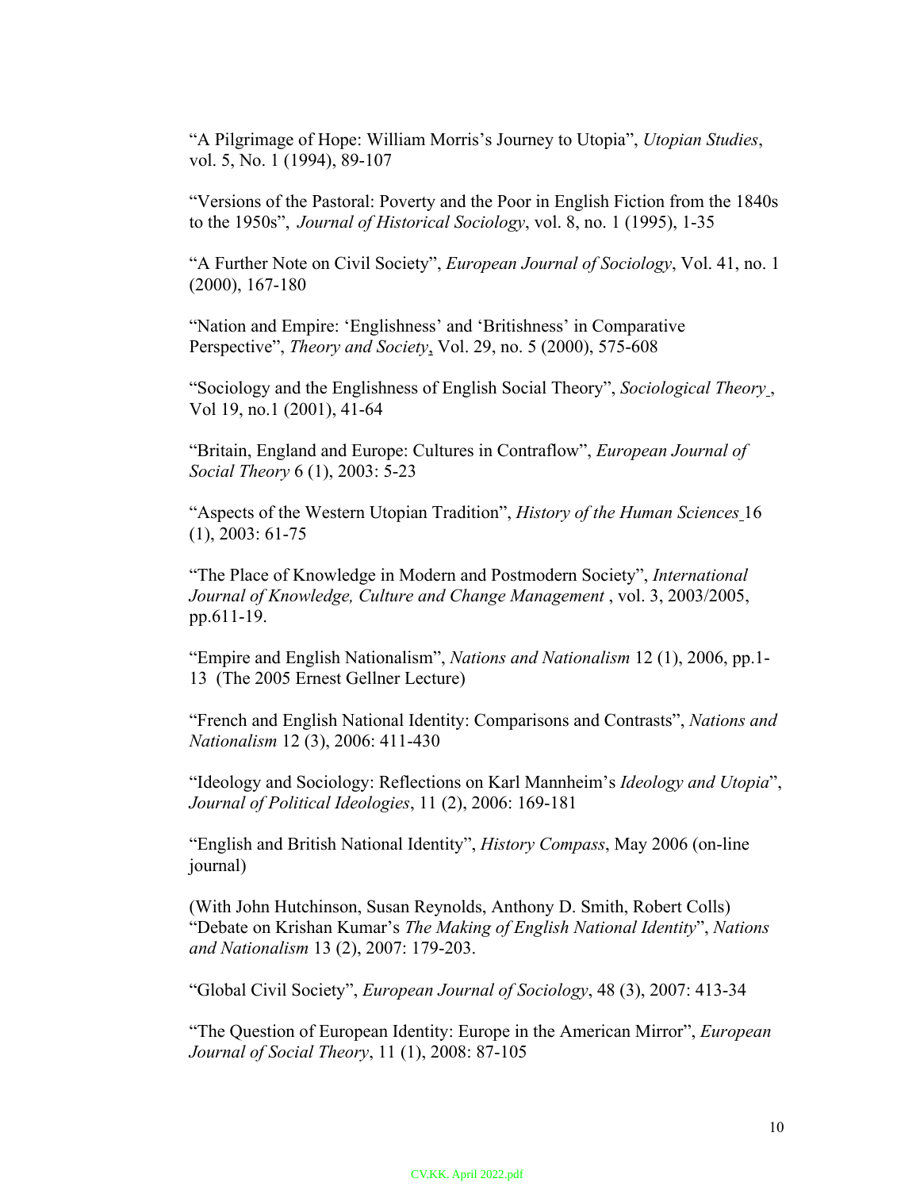"A Pilgrimage of Hope: William Morris's Journey to Utopia", *Utopian Studies*, vol. 5, No. 1 (1994), 89-107

"Versions of the Pastoral: Poverty and the Poor in English Fiction from the 1840s to the 1950s", *Journal of Historical Sociology*, vol. 8, no. 1 (1995), 1-35

"A Further Note on Civil Society", *European Journal of Sociology*, Vol. 41, no. 1 (2000), 167-180

"Nation and Empire: 'Englishness' and 'Britishness' in Comparative Perspective", *Theory and Society*, Vol. 29, no. 5 (2000), 575-608

"Sociology and the Englishness of English Social Theory", *Sociological Theory* , Vol 19, no.1 (2001), 41-64

"Britain, England and Europe: Cultures in Contraflow", *European Journal of Social Theory* 6 (1), 2003: 5-23

"Aspects of the Western Utopian Tradition", *History of the Human Sciences* 16 (1), 2003: 61-75

"The Place of Knowledge in Modern and Postmodern Society", *International Journal of Knowledge, Culture and Change Management* , vol. 3, 2003/2005, pp.611-19.

"Empire and English Nationalism", *Nations and Nationalism* 12 (1), 2006, pp.1-13 (The 2005 Ernest Gellner Lecture)

"French and English National Identity: Comparisons and Contrasts", *Nations and Nationalism* 12 (3), 2006: 411-430

"Ideology and Sociology: Reflections on Karl Mannheim's *Ideology and Utopia*", *Journal of Political Ideologies*, 11 (2), 2006: 169-181

"English and British National Identity", *History Compass*, May 2006 (on-line journal)

(With John Hutchinson, Susan Reynolds, Anthony D. Smith, Robert Colls) "Debate on Krishan Kumar's *The Making of English National Identity*", *Nations and Nationalism* 13 (2), 2007: 179-203.

"Global Civil Society", *European Journal of Sociology*, 48 (3), 2007: 413-34

"The Question of European Identity: Europe in the American Mirror", *European Journal of Social Theory*, 11 (1), 2008: 87-105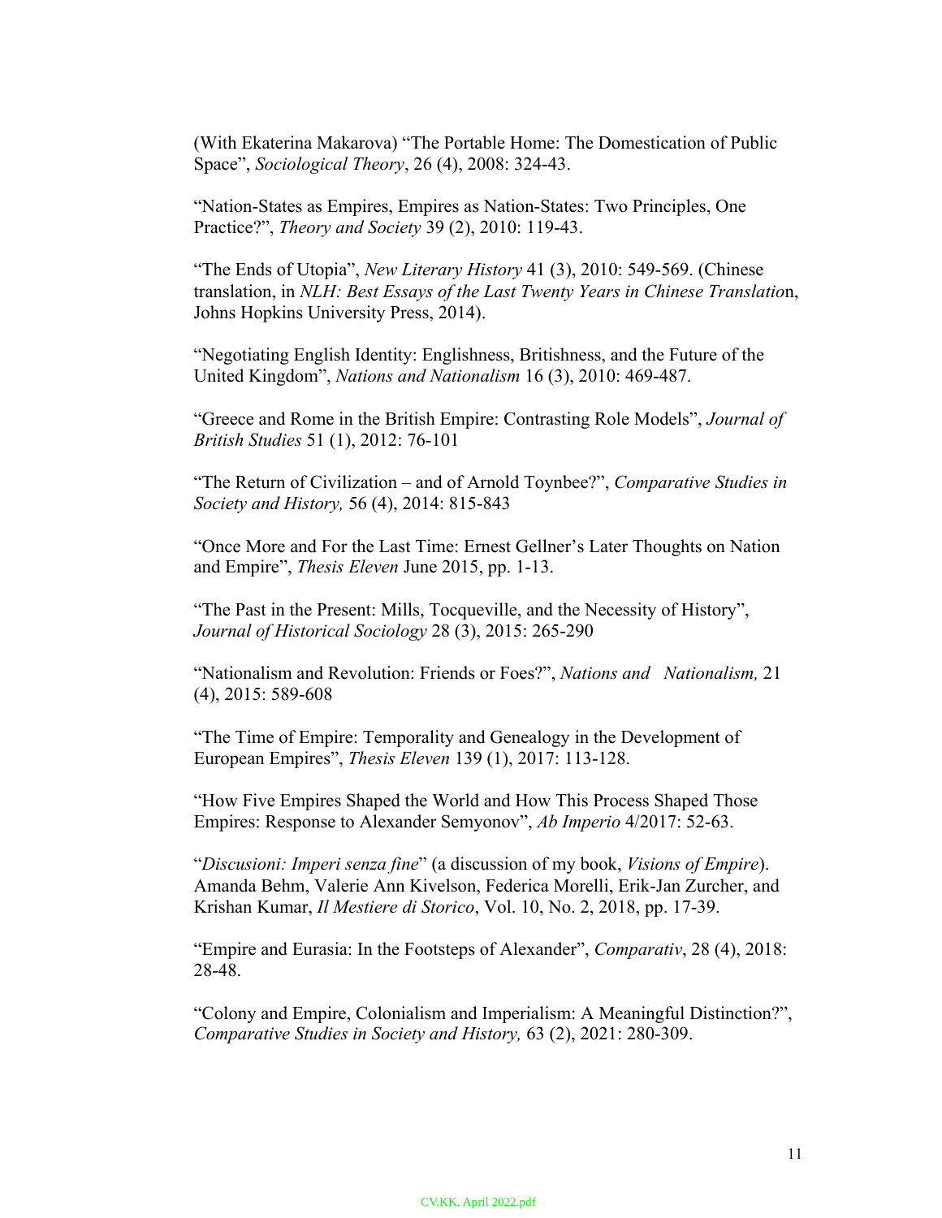(With Ekaterina Makarova) "The Portable Home: The Domestication of Public Space", *Sociological Theory*, 26 (4), 2008: 324-43.

"Nation-States as Empires, Empires as Nation-States: Two Principles, One Practice?", *Theory and Society* 39 (2), 2010: 119-43.

"The Ends of Utopia", *New Literary History* 41 (3), 2010: 549-569. (Chinese translation, in *NLH: Best Essays of the Last Twenty Years in Chinese Translatio*n, Johns Hopkins University Press, 2014).

"Negotiating English Identity: Englishness, Britishness, and the Future of the United Kingdom", *Nations and Nationalism* 16 (3), 2010: 469-487.

"Greece and Rome in the British Empire: Contrasting Role Models", *Journal of British Studies* 51 (1), 2012: 76-101

"The Return of Civilization – and of Arnold Toynbee?", *Comparative Studies in Society and History,* 56 (4), 2014: 815-843

"Once More and For the Last Time: Ernest Gellner's Later Thoughts on Nation and Empire", *Thesis Eleven* June 2015, pp. 1-13.

"The Past in the Present: Mills, Tocqueville, and the Necessity of History", *Journal of Historical Sociology* 28 (3), 2015: 265-290

"Nationalism and Revolution: Friends or Foes?", *Nations and Nationalism,* 21 (4), 2015: 589-608

"The Time of Empire: Temporality and Genealogy in the Development of European Empires", *Thesis Eleven* 139 (1), 2017: 113-128.

"How Five Empires Shaped the World and How This Process Shaped Those Empires: Response to Alexander Semyonov", *Ab Imperio* 4/2017: 52-63.

"*Discusioni: Imperi senza fine*" (a discussion of my book, *Visions of Empire*). Amanda Behm, Valerie Ann Kivelson, Federica Morelli, Erik-Jan Zurcher, and Krishan Kumar, *Il Mestiere di Storico*, Vol. 10, No. 2, 2018, pp. 17-39.

"Empire and Eurasia: In the Footsteps of Alexander", *Comparativ*, 28 (4), 2018: 28-48.

"Colony and Empire, Colonialism and Imperialism: A Meaningful Distinction?", *Comparative Studies in Society and History,* 63 (2), 2021: 280-309.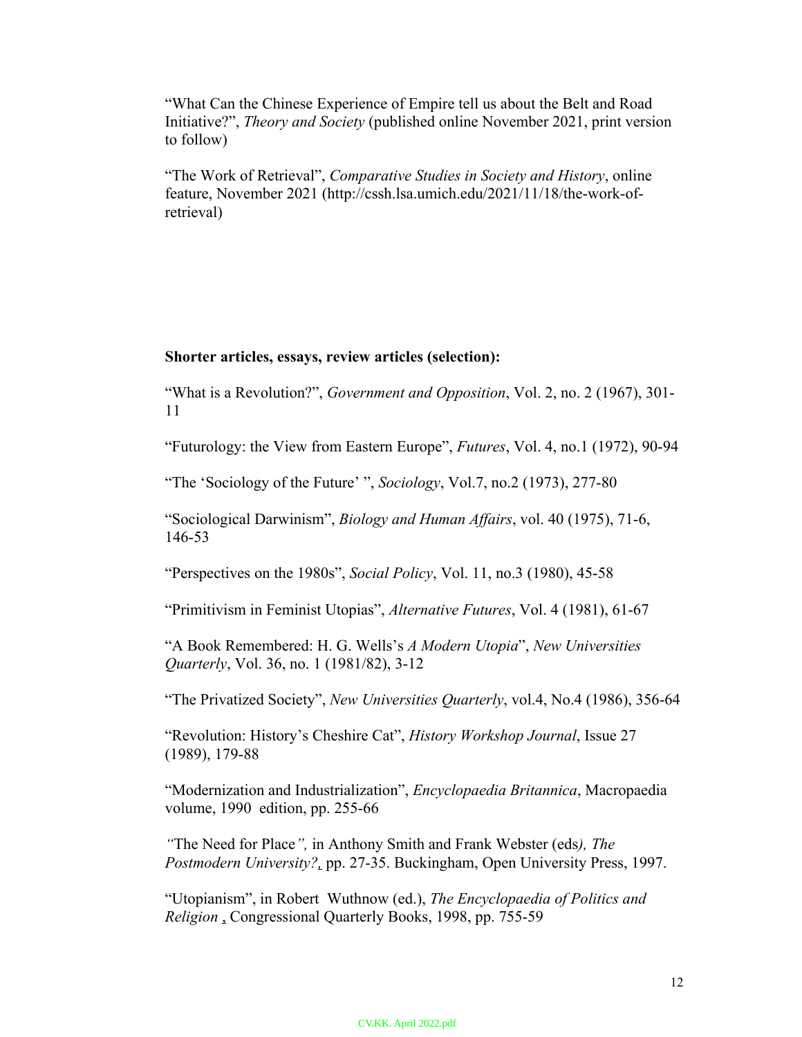"What Can the Chinese Experience of Empire tell us about the Belt and Road Initiative?", *Theory and Society* (published online November 2021, print version to follow)

"The Work of Retrieval", *Comparative Studies in Society and History*, online feature, November 2021 (http://cssh.lsa.umich.edu/2021/11/18/the-work-of-retrieval)

**Shorter articles, essays, review articles (selection):**

"What is a Revolution?", *Government and Opposition*, Vol. 2, no. 2 (1967), 301-11

"Futurology: the View from Eastern Europe", *Futures*, Vol. 4, no.1 (1972), 90-94

"The 'Sociology of the Future' ", *Sociology*, Vol.7, no.2 (1973), 277-80

"Sociological Darwinism", *Biology and Human Affairs*, vol. 40 (1975), 71-6, 146-53

"Perspectives on the 1980s", *Social Policy*, Vol. 11, no.3 (1980), 45-58

"Primitivism in Feminist Utopias", *Alternative Futures*, Vol. 4 (1981), 61-67

"A Book Remembered: H. G. Wells's *A Modern Utopia*", *New Universities Quarterly*, Vol. 36, no. 1 (1981/82), 3-12

"The Privatized Society", *New Universities Quarterly*, vol.4, No.4 (1986), 356-64

"Revolution: History's Cheshire Cat", *History Workshop Journal*, Issue 27 (1989), 179-88

"Modernization and Industrialization", *Encyclopaedia Britannica*, Macropaedia volume, 1990 edition, pp. 255-66

"The Need for Place", in Anthony Smith and Frank Webster (eds), *The Postmodern University?*, pp. 27-35. Buckingham, Open University Press, 1997.

"Utopianism", in Robert Wuthnow (ed.), *The Encyclopaedia of Politics and Religion* , Congressional Quarterly Books, 1998, pp. 755-59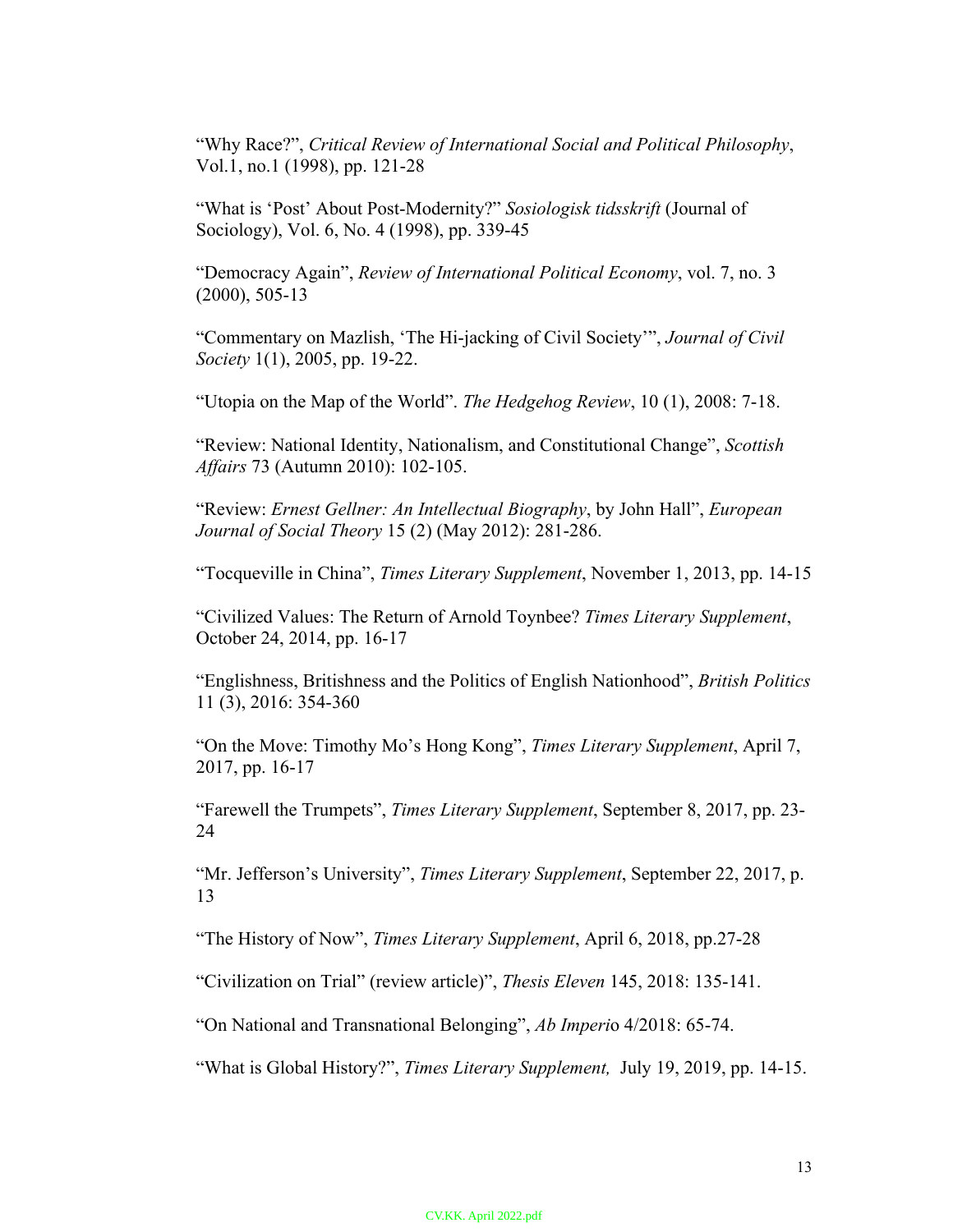"Why Race?", *Critical Review of International Social and Political Philosophy*, Vol.1, no.1 (1998), pp. 121-28

"What is 'Post' About Post-Modernity?" *Sosiologisk tidsskrift* (Journal of Sociology), Vol. 6, No. 4 (1998), pp. 339-45

"Democracy Again", *Review of International Political Economy*, vol. 7, no. 3 (2000), 505-13

"Commentary on Mazlish, 'The Hi-jacking of Civil Society'", *Journal of Civil Society* 1(1), 2005, pp. 19-22.

"Utopia on the Map of the World". *The Hedgehog Review*, 10 (1), 2008: 7-18.

"Review: National Identity, Nationalism, and Constitutional Change", *Scottish Affairs* 73 (Autumn 2010): 102-105.

"Review: *Ernest Gellner: An Intellectual Biography*, by John Hall", *European Journal of Social Theory* 15 (2) (May 2012): 281-286.

"Tocqueville in China", *Times Literary Supplement*, November 1, 2013, pp. 14-15

"Civilized Values: The Return of Arnold Toynbee? *Times Literary Supplement*, October 24, 2014, pp. 16-17

"Englishness, Britishness and the Politics of English Nationhood", *British Politics* 11 (3), 2016: 354-360

"On the Move: Timothy Mo's Hong Kong", *Times Literary Supplement*, April 7, 2017, pp. 16-17

"Farewell the Trumpets", *Times Literary Supplement*, September 8, 2017, pp. 23-24

"Mr. Jefferson's University", *Times Literary Supplement*, September 22, 2017, p. 13

"The History of Now", *Times Literary Supplement*, April 6, 2018, pp.27-28

"Civilization on Trial" (review article)", *Thesis Eleven* 145, 2018: 135-141.

"On National and Transnational Belonging", *Ab Imperi*o 4/2018: 65-74.

"What is Global History?", *Times Literary Supplement,* July 19, 2019, pp. 14-15.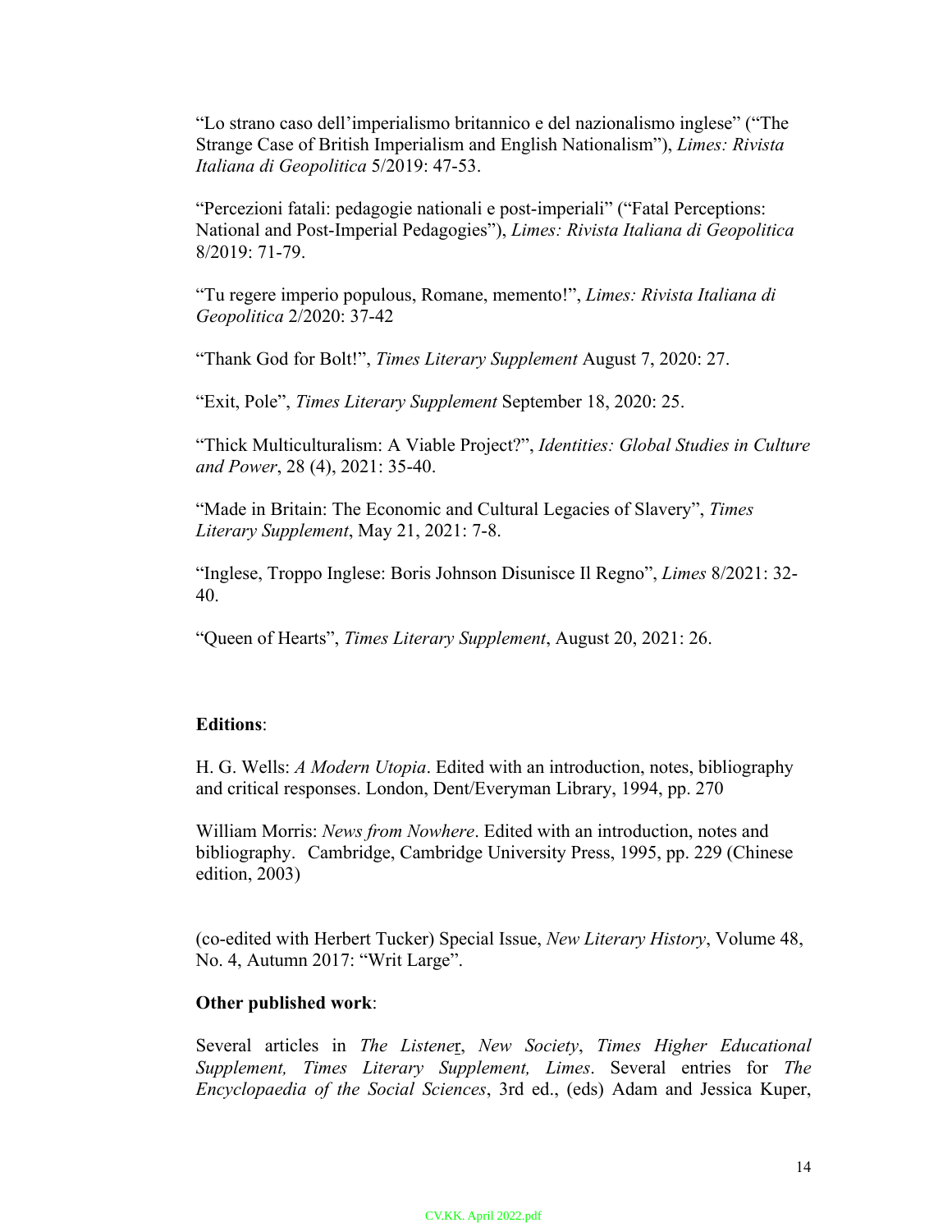"Lo strano caso dell'imperialismo britannico e del nazionalismo inglese" ("The Strange Case of British Imperialism and English Nationalism"), *Limes: Rivista Italiana di Geopolitica* 5/2019: 47-53.

"Percezioni fatali: pedagogie nationali e post-imperiali" ("Fatal Perceptions: National and Post-Imperial Pedagogies"), *Limes: Rivista Italiana di Geopolitica* 8/2019: 71-79.

"Tu regere imperio populous, Romane, memento!", *Limes: Rivista Italiana di Geopolitica* 2/2020: 37-42

"Thank God for Bolt!", *Times Literary Supplement* August 7, 2020: 27.

"Exit, Pole", *Times Literary Supplement* September 18, 2020: 25.

"Thick Multiculturalism: A Viable Project?", *Identities: Global Studies in Culture and Power*, 28 (4), 2021: 35-40.

"Made in Britain: The Economic and Cultural Legacies of Slavery", *Times Literary Supplement*, May 21, 2021: 7-8.

"Inglese, Troppo Inglese: Boris Johnson Disunisce Il Regno", *Limes* 8/2021: 32-40.

"Queen of Hearts", *Times Literary Supplement*, August 20, 2021: 26.

**Editions**:

H. G. Wells: *A Modern Utopia*. Edited with an introduction, notes, bibliography and critical responses. London, Dent/Everyman Library, 1994, pp. 270

William Morris: *News from Nowhere*. Edited with an introduction, notes and bibliography. Cambridge, Cambridge University Press, 1995, pp. 229 (Chinese edition, 2003)

(co-edited with Herbert Tucker) Special Issue, *New Literary History*, Volume 48, No. 4, Autumn 2017: "Writ Large".

**Other published work**:

Several articles in *The Listener*, *New Society*, *Times Higher Educational Supplement, Times Literary Supplement, Limes*. Several entries for *The Encyclopaedia of the Social Sciences*, 3rd ed., (eds) Adam and Jessica Kuper,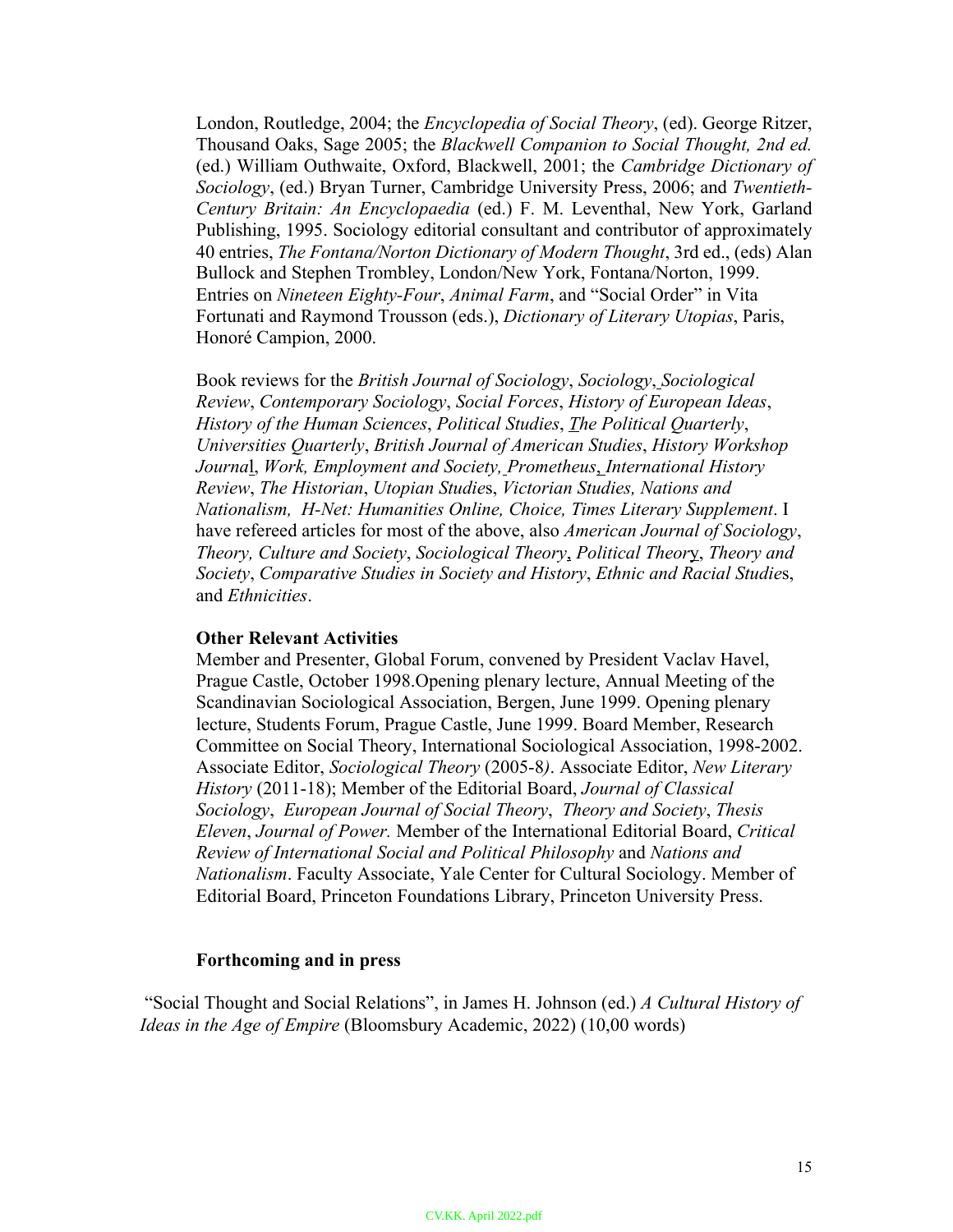London, Routledge, 2004; the *Encyclopedia of Social Theory*, (ed). George Ritzer, Thousand Oaks, Sage 2005; the *Blackwell Companion to Social Thought, 2nd ed.* (ed.) William Outhwaite, Oxford, Blackwell, 2001; the *Cambridge Dictionary of Sociology*, (ed.) Bryan Turner, Cambridge University Press, 2006; and *Twentieth-Century Britain: An Encyclopaedia* (ed.) F. M. Leventhal, New York, Garland Publishing, 1995. Sociology editorial consultant and contributor of approximately 40 entries, *The Fontana/Norton Dictionary of Modern Thought*, 3rd ed., (eds) Alan Bullock and Stephen Trombley, London/New York, Fontana/Norton, 1999. Entries on *Nineteen Eighty-Four*, *Animal Farm*, and "Social Order" in Vita Fortunati and Raymond Trousson (eds.), *Dictionary of Literary Utopias*, Paris, Honoré Campion, 2000.

Book reviews for the *British Journal of Sociology*, *Sociology*, *Sociological Review*, *Contemporary Sociology*, *Social Forces*, *History of European Ideas*, *History of the Human Sciences*, *Political Studies*, *The Political Quarterly*, *Universities Quarterly*, *British Journal of American Studies*, *History Workshop Journal*, *Work, Employment and Society, Prometheus*, *International History Review*, *The Historian*, *Utopian Studies*, *Victorian Studies, Nations and Nationalism, H-Net: Humanities Online, Choice, Times Literary Supplement*. I have refereed articles for most of the above, also *American Journal of Sociology*, *Theory, Culture and Society*, *Sociological Theory*, *Political Theory*, *Theory and Society*, *Comparative Studies in Society and History*, *Ethnic and Racial Studies*, and *Ethnicities*.

**Other Relevant Activities**

Member and Presenter, Global Forum, convened by President Vaclav Havel, Prague Castle, October 1998.Opening plenary lecture, Annual Meeting of the Scandinavian Sociological Association, Bergen, June 1999. Opening plenary lecture, Students Forum, Prague Castle, June 1999. Board Member, Research Committee on Social Theory, International Sociological Association, 1998-2002. Associate Editor, *Sociological Theory* (2005-8). Associate Editor, *New Literary History* (2011-18); Member of the Editorial Board, *Journal of Classical Sociology*, *European Journal of Social Theory*, *Theory and Society*, *Thesis Eleven*, *Journal of Power.* Member of the International Editorial Board, *Critical Review of International Social and Political Philosophy* and *Nations and Nationalism*. Faculty Associate, Yale Center for Cultural Sociology. Member of Editorial Board, Princeton Foundations Library, Princeton University Press.

**Forthcoming and in press**

"Social Thought and Social Relations", in James H. Johnson (ed.) *A Cultural History of Ideas in the Age of Empire* (Bloomsbury Academic, 2022) (10,00 words)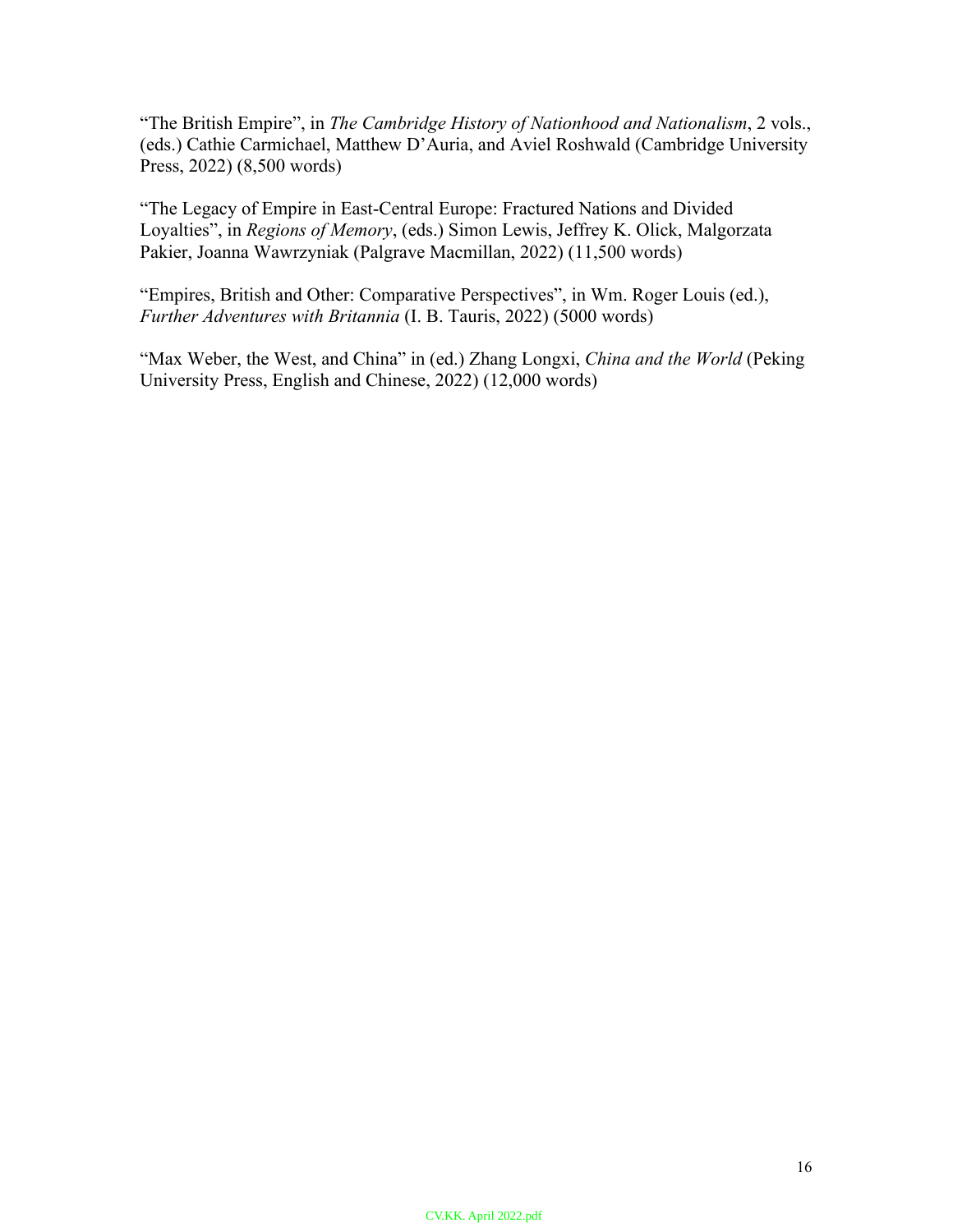"The British Empire", in *The Cambridge History of Nationhood and Nationalism*, 2 vols., (eds.) Cathie Carmichael, Matthew D'Auria, and Aviel Roshwald (Cambridge University Press, 2022) (8,500 words)

"The Legacy of Empire in East-Central Europe: Fractured Nations and Divided Loyalties", in *Regions of Memory*, (eds.) Simon Lewis, Jeffrey K. Olick, Malgorzata Pakier, Joanna Wawrzyniak (Palgrave Macmillan, 2022) (11,500 words)

"Empires, British and Other: Comparative Perspectives", in Wm. Roger Louis (ed.), *Further Adventures with Britannia* (I. B. Tauris, 2022) (5000 words)

"Max Weber, the West, and China" in (ed.) Zhang Longxi, *China and the World* (Peking University Press, English and Chinese, 2022) (12,000 words)